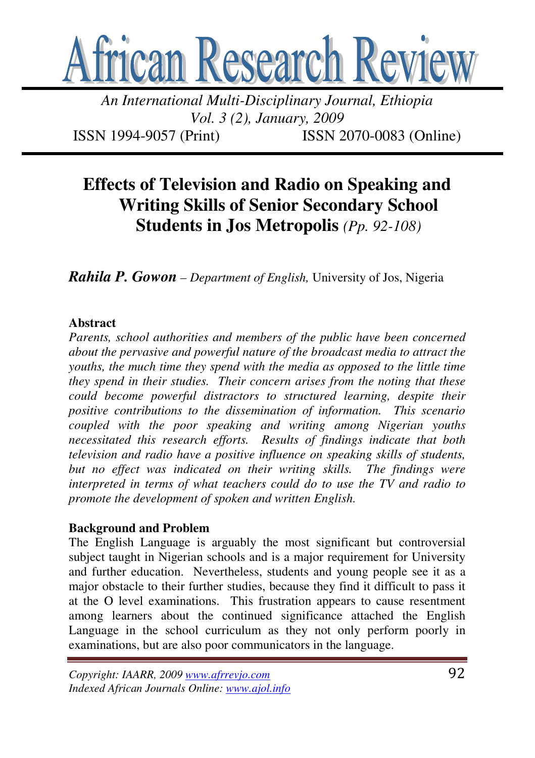# African Research Review

*An International Multi-Disciplinary Journal, Ethiopia*
*Vol. 3 (2), January, 2009*
ISSN 1994-9057 (Print) ISSN 2070-0083 (Online)

## Effects of Television and Radio on Speaking and Writing Skills of Senior Secondary School Students in Jos Metropolis *(Pp. 92-108)*

***Rahila P. Gowon*** – *Department of English,* University of Jos, Nigeria

**Abstract**

*Parents, school authorities and members of the public have been concerned about the pervasive and powerful nature of the broadcast media to attract the youths, the much time they spend with the media as opposed to the little time they spend in their studies. Their concern arises from the noting that these could become powerful distractors to structured learning, despite their positive contributions to the dissemination of information. This scenario coupled with the poor speaking and writing among Nigerian youths necessitated this research efforts. Results of findings indicate that both television and radio have a positive influence on speaking skills of students, but no effect was indicated on their writing skills. The findings were interpreted in terms of what teachers could do to use the TV and radio to promote the development of spoken and written English.*

**Background and Problem**

The English Language is arguably the most significant but controversial subject taught in Nigerian schools and is a major requirement for University and further education. Nevertheless, students and young people see it as a major obstacle to their further studies, because they find it difficult to pass it at the O level examinations. This frustration appears to cause resentment among learners about the continued significance attached the English Language in the school curriculum as they not only perform poorly in examinations, but are also poor communicators in the language.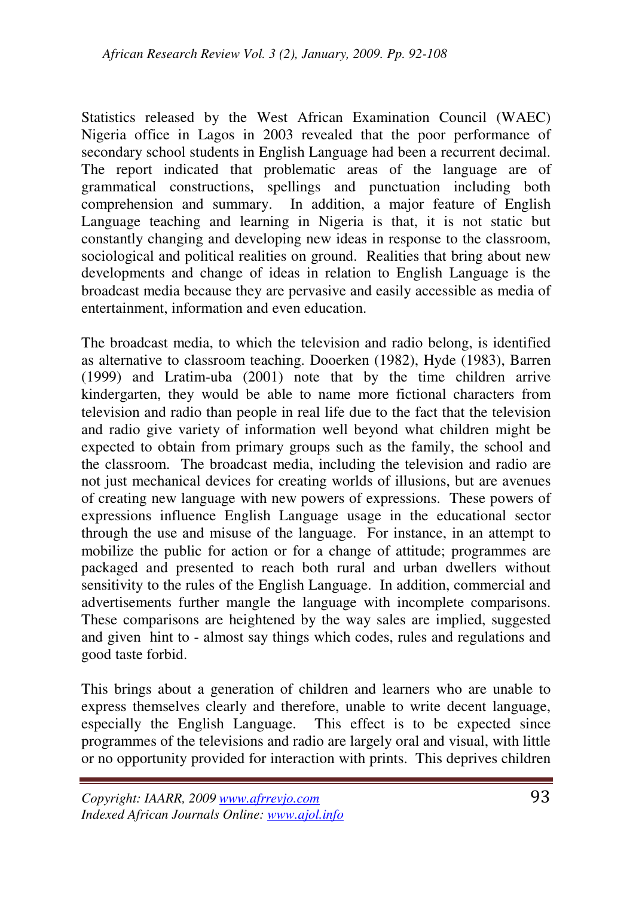Statistics released by the West African Examination Council (WAEC) Nigeria office in Lagos in 2003 revealed that the poor performance of secondary school students in English Language had been a recurrent decimal. The report indicated that problematic areas of the language are of grammatical constructions, spellings and punctuation including both comprehension and summary. In addition, a major feature of English Language teaching and learning in Nigeria is that, it is not static but constantly changing and developing new ideas in response to the classroom, sociological and political realities on ground. Realities that bring about new developments and change of ideas in relation to English Language is the broadcast media because they are pervasive and easily accessible as media of entertainment, information and even education.

The broadcast media, to which the television and radio belong, is identified as alternative to classroom teaching. Dooerken (1982), Hyde (1983), Barren (1999) and Lratim-uba (2001) note that by the time children arrive kindergarten, they would be able to name more fictional characters from television and radio than people in real life due to the fact that the television and radio give variety of information well beyond what children might be expected to obtain from primary groups such as the family, the school and the classroom. The broadcast media, including the television and radio are not just mechanical devices for creating worlds of illusions, but are avenues of creating new language with new powers of expressions. These powers of expressions influence English Language usage in the educational sector through the use and misuse of the language. For instance, in an attempt to mobilize the public for action or for a change of attitude; programmes are packaged and presented to reach both rural and urban dwellers without sensitivity to the rules of the English Language. In addition, commercial and advertisements further mangle the language with incomplete comparisons. These comparisons are heightened by the way sales are implied, suggested and given hint to - almost say things which codes, rules and regulations and good taste forbid.

This brings about a generation of children and learners who are unable to express themselves clearly and therefore, unable to write decent language, especially the English Language. This effect is to be expected since programmes of the televisions and radio are largely oral and visual, with little or no opportunity provided for interaction with prints. This deprives children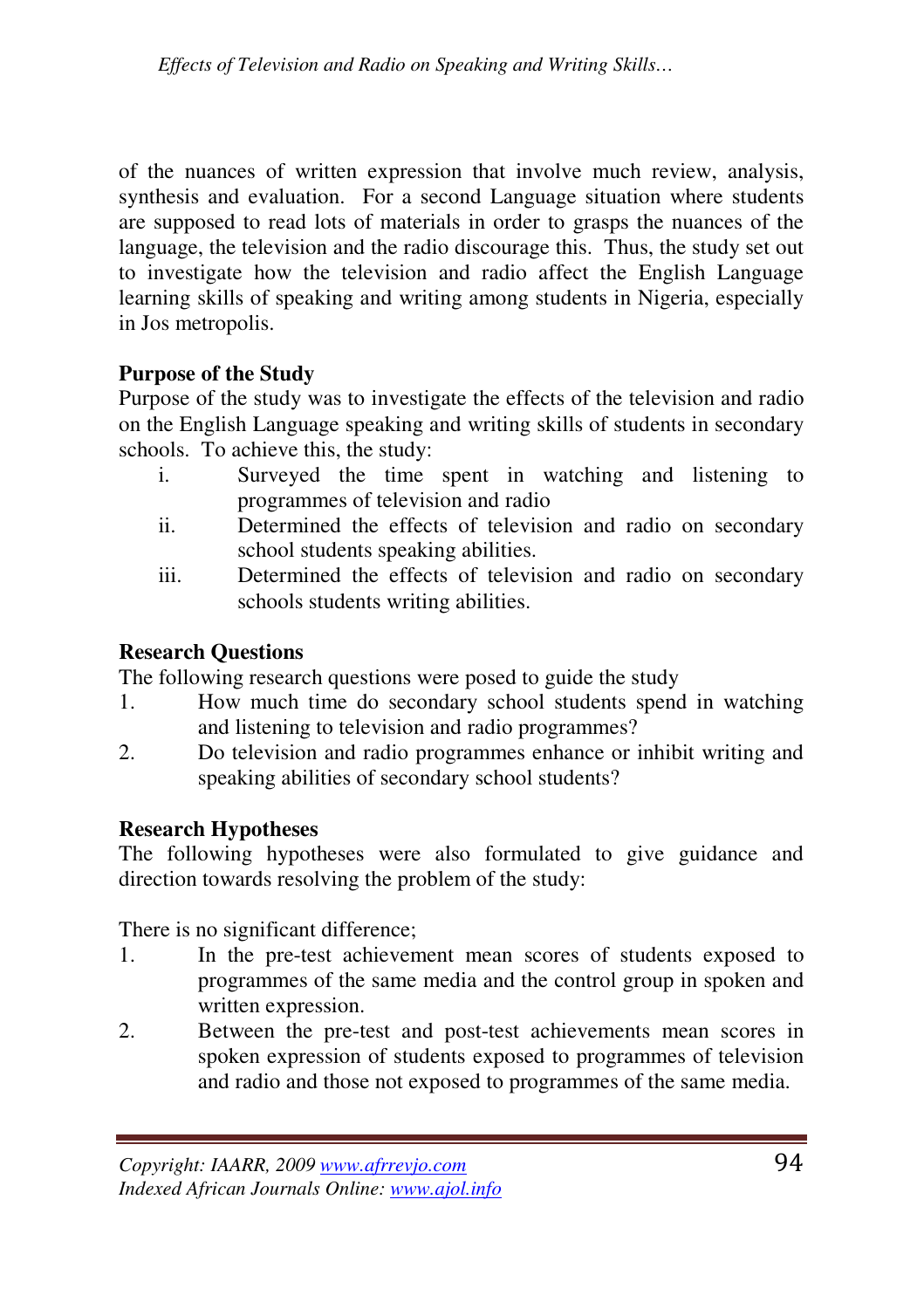of the nuances of written expression that involve much review, analysis, synthesis and evaluation. For a second Language situation where students are supposed to read lots of materials in order to grasps the nuances of the language, the television and the radio discourage this. Thus, the study set out to investigate how the television and radio affect the English Language learning skills of speaking and writing among students in Nigeria, especially in Jos metropolis.

**Purpose of the Study**

Purpose of the study was to investigate the effects of the television and radio on the English Language speaking and writing skills of students in secondary schools. To achieve this, the study:

- i. Surveyed the time spent in watching and listening to programmes of television and radio
- ii. Determined the effects of television and radio on secondary school students speaking abilities.
- iii. Determined the effects of television and radio on secondary schools students writing abilities.

**Research Questions**

The following research questions were posed to guide the study

1. How much time do secondary school students spend in watching and listening to television and radio programmes?
2. Do television and radio programmes enhance or inhibit writing and speaking abilities of secondary school students?

**Research Hypotheses**

The following hypotheses were also formulated to give guidance and direction towards resolving the problem of the study:

There is no significant difference;

1. In the pre-test achievement mean scores of students exposed to programmes of the same media and the control group in spoken and written expression.
2. Between the pre-test and post-test achievements mean scores in spoken expression of students exposed to programmes of television and radio and those not exposed to programmes of the same media.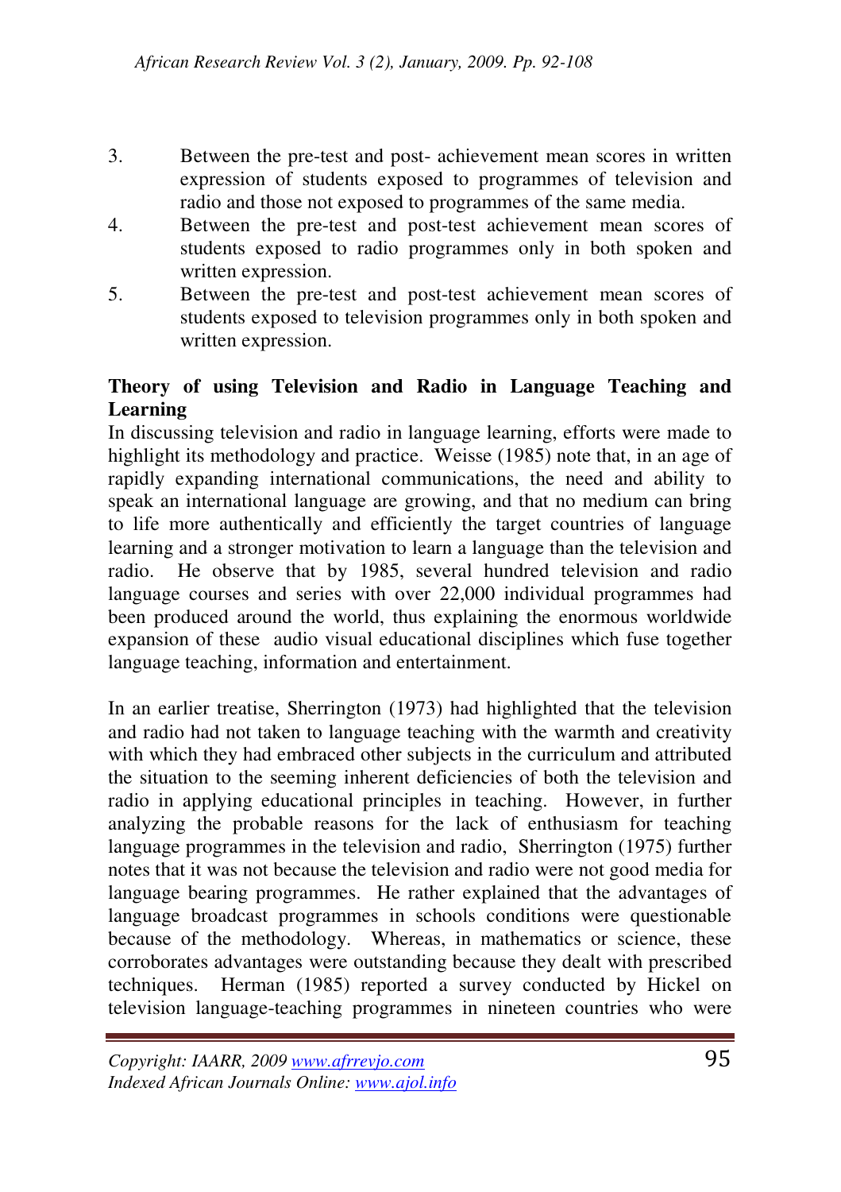3. Between the pre-test and post- achievement mean scores in written expression of students exposed to programmes of television and radio and those not exposed to programmes of the same media.
4. Between the pre-test and post-test achievement mean scores of students exposed to radio programmes only in both spoken and written expression.
5. Between the pre-test and post-test achievement mean scores of students exposed to television programmes only in both spoken and written expression.

**Theory of using Television and Radio in Language Teaching and Learning**

In discussing television and radio in language learning, efforts were made to highlight its methodology and practice. Weisse (1985) note that, in an age of rapidly expanding international communications, the need and ability to speak an international language are growing, and that no medium can bring to life more authentically and efficiently the target countries of language learning and a stronger motivation to learn a language than the television and radio. He observe that by 1985, several hundred television and radio language courses and series with over 22,000 individual programmes had been produced around the world, thus explaining the enormous worldwide expansion of these audio visual educational disciplines which fuse together language teaching, information and entertainment.

In an earlier treatise, Sherrington (1973) had highlighted that the television and radio had not taken to language teaching with the warmth and creativity with which they had embraced other subjects in the curriculum and attributed the situation to the seeming inherent deficiencies of both the television and radio in applying educational principles in teaching. However, in further analyzing the probable reasons for the lack of enthusiasm for teaching language programmes in the television and radio, Sherrington (1975) further notes that it was not because the television and radio were not good media for language bearing programmes. He rather explained that the advantages of language broadcast programmes in schools conditions were questionable because of the methodology. Whereas, in mathematics or science, these corroborates advantages were outstanding because they dealt with prescribed techniques. Herman (1985) reported a survey conducted by Hickel on television language-teaching programmes in nineteen countries who were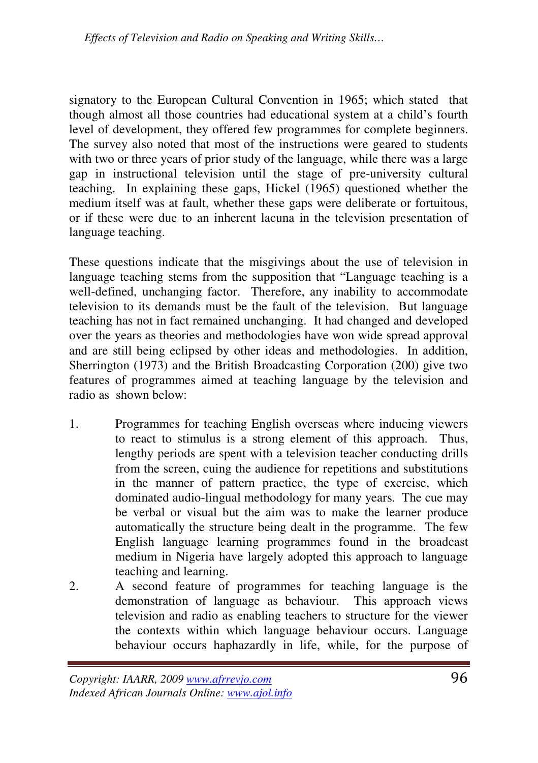signatory to the European Cultural Convention in 1965; which stated that though almost all those countries had educational system at a child's fourth level of development, they offered few programmes for complete beginners. The survey also noted that most of the instructions were geared to students with two or three years of prior study of the language, while there was a large gap in instructional television until the stage of pre-university cultural teaching. In explaining these gaps, Hickel (1965) questioned whether the medium itself was at fault, whether these gaps were deliberate or fortuitous, or if these were due to an inherent lacuna in the television presentation of language teaching.

These questions indicate that the misgivings about the use of television in language teaching stems from the supposition that "Language teaching is a well-defined, unchanging factor. Therefore, any inability to accommodate television to its demands must be the fault of the television. But language teaching has not in fact remained unchanging. It had changed and developed over the years as theories and methodologies have won wide spread approval and are still being eclipsed by other ideas and methodologies. In addition, Sherrington (1973) and the British Broadcasting Corporation (200) give two features of programmes aimed at teaching language by the television and radio as shown below:

1. Programmes for teaching English overseas where inducing viewers to react to stimulus is a strong element of this approach. Thus, lengthy periods are spent with a television teacher conducting drills from the screen, cuing the audience for repetitions and substitutions in the manner of pattern practice, the type of exercise, which dominated audio-lingual methodology for many years. The cue may be verbal or visual but the aim was to make the learner produce automatically the structure being dealt in the programme. The few English language learning programmes found in the broadcast medium in Nigeria have largely adopted this approach to language teaching and learning.
2. A second feature of programmes for teaching language is the demonstration of language as behaviour. This approach views television and radio as enabling teachers to structure for the viewer the contexts within which language behaviour occurs. Language behaviour occurs haphazardly in life, while, for the purpose of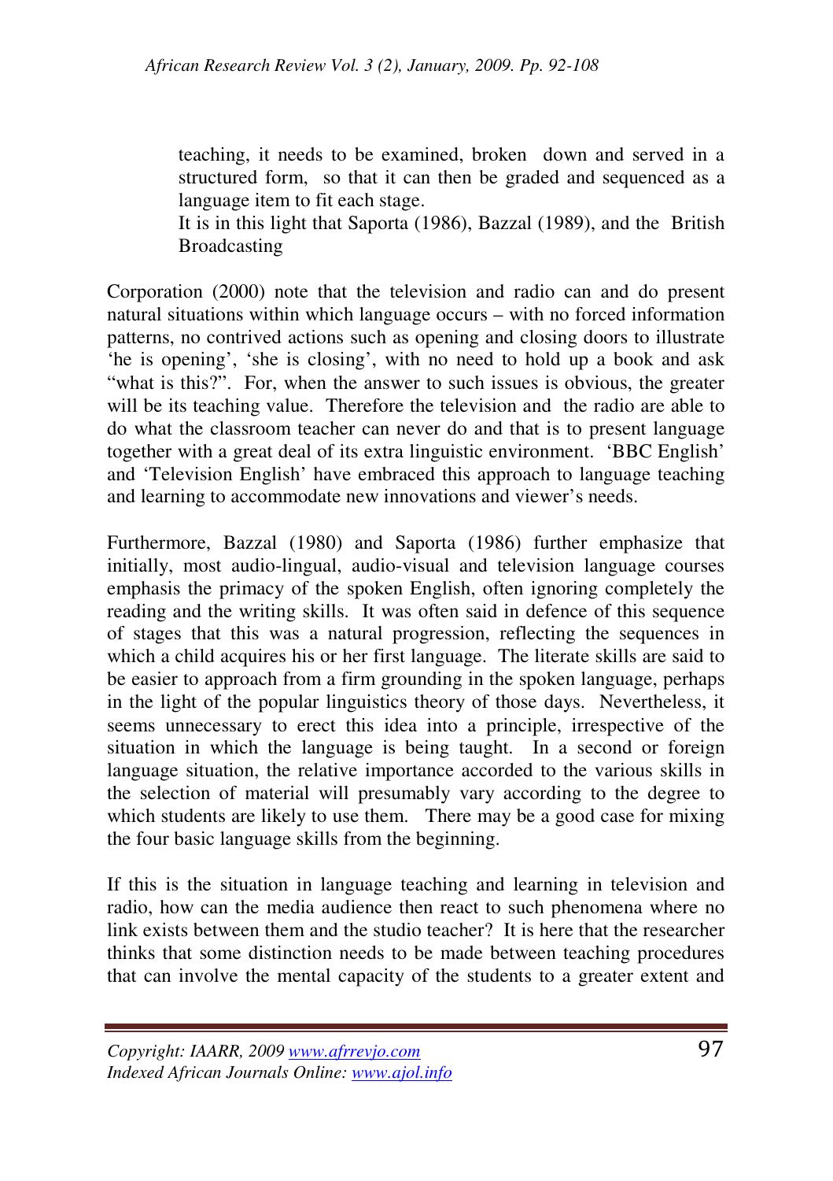teaching, it needs to be examined, broken down and served in a structured form, so that it can then be graded and sequenced as a language item to fit each stage.

It is in this light that Saporta (1986), Bazzal (1989), and the British Broadcasting Corporation (2000) note that the television and radio can and do present natural situations within which language occurs – with no forced information patterns, no contrived actions such as opening and closing doors to illustrate 'he is opening', 'she is closing', with no need to hold up a book and ask "what is this?". For, when the answer to such issues is obvious, the greater will be its teaching value. Therefore the television and the radio are able to do what the classroom teacher can never do and that is to present language together with a great deal of its extra linguistic environment. 'BBC English' and 'Television English' have embraced this approach to language teaching and learning to accommodate new innovations and viewer's needs.

Furthermore, Bazzal (1980) and Saporta (1986) further emphasize that initially, most audio-lingual, audio-visual and television language courses emphasis the primacy of the spoken English, often ignoring completely the reading and the writing skills. It was often said in defence of this sequence of stages that this was a natural progression, reflecting the sequences in which a child acquires his or her first language. The literate skills are said to be easier to approach from a firm grounding in the spoken language, perhaps in the light of the popular linguistics theory of those days. Nevertheless, it seems unnecessary to erect this idea into a principle, irrespective of the situation in which the language is being taught. In a second or foreign language situation, the relative importance accorded to the various skills in the selection of material will presumably vary according to the degree to which students are likely to use them. There may be a good case for mixing the four basic language skills from the beginning.

If this is the situation in language teaching and learning in television and radio, how can the media audience then react to such phenomena where no link exists between them and the studio teacher? It is here that the researcher thinks that some distinction needs to be made between teaching procedures that can involve the mental capacity of the students to a greater extent and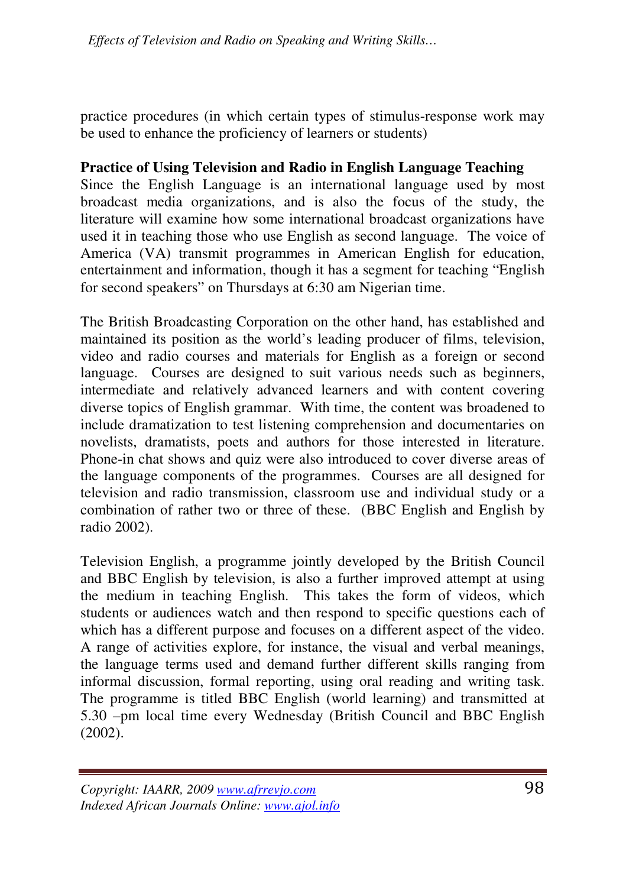practice procedures (in which certain types of stimulus-response work may be used to enhance the proficiency of learners or students)

**Practice of Using Television and Radio in English Language Teaching**

Since the English Language is an international language used by most broadcast media organizations, and is also the focus of the study, the literature will examine how some international broadcast organizations have used it in teaching those who use English as second language. The voice of America (VA) transmit programmes in American English for education, entertainment and information, though it has a segment for teaching "English for second speakers" on Thursdays at 6:30 am Nigerian time.

The British Broadcasting Corporation on the other hand, has established and maintained its position as the world's leading producer of films, television, video and radio courses and materials for English as a foreign or second language. Courses are designed to suit various needs such as beginners, intermediate and relatively advanced learners and with content covering diverse topics of English grammar. With time, the content was broadened to include dramatization to test listening comprehension and documentaries on novelists, dramatists, poets and authors for those interested in literature. Phone-in chat shows and quiz were also introduced to cover diverse areas of the language components of the programmes. Courses are all designed for television and radio transmission, classroom use and individual study or a combination of rather two or three of these. (BBC English and English by radio 2002).

Television English, a programme jointly developed by the British Council and BBC English by television, is also a further improved attempt at using the medium in teaching English. This takes the form of videos, which students or audiences watch and then respond to specific questions each of which has a different purpose and focuses on a different aspect of the video. A range of activities explore, for instance, the visual and verbal meanings, the language terms used and demand further different skills ranging from informal discussion, formal reporting, using oral reading and writing task. The programme is titled BBC English (world learning) and transmitted at 5.30 –pm local time every Wednesday (British Council and BBC English (2002).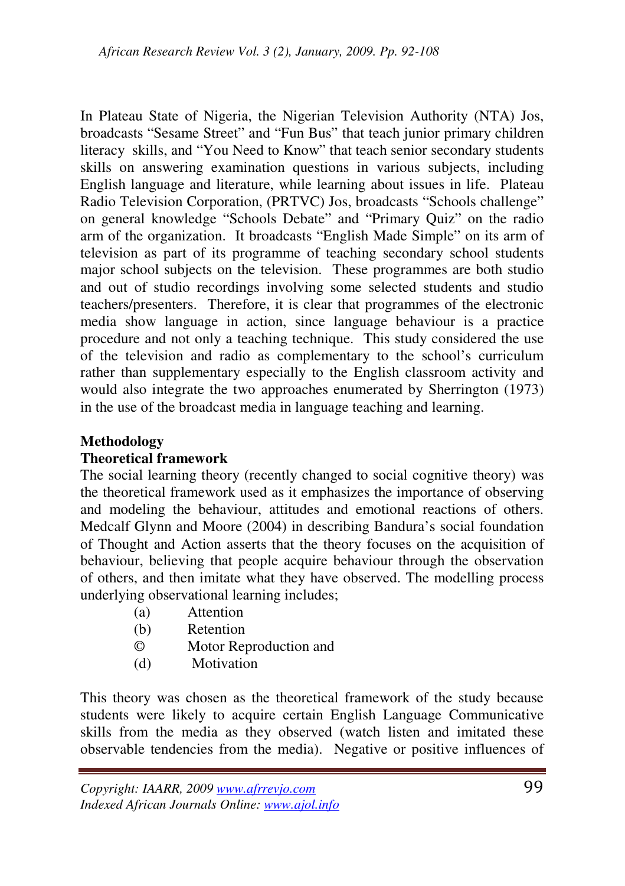In Plateau State of Nigeria, the Nigerian Television Authority (NTA) Jos, broadcasts "Sesame Street" and "Fun Bus" that teach junior primary children literacy skills, and "You Need to Know" that teach senior secondary students skills on answering examination questions in various subjects, including English language and literature, while learning about issues in life. Plateau Radio Television Corporation, (PRTVC) Jos, broadcasts "Schools challenge" on general knowledge "Schools Debate" and "Primary Quiz" on the radio arm of the organization. It broadcasts "English Made Simple" on its arm of television as part of its programme of teaching secondary school students major school subjects on the television. These programmes are both studio and out of studio recordings involving some selected students and studio teachers/presenters. Therefore, it is clear that programmes of the electronic media show language in action, since language behaviour is a practice procedure and not only a teaching technique. This study considered the use of the television and radio as complementary to the school's curriculum rather than supplementary especially to the English classroom activity and would also integrate the two approaches enumerated by Sherrington (1973) in the use of the broadcast media in language teaching and learning.

## Methodology

### Theoretical framework

The social learning theory (recently changed to social cognitive theory) was the theoretical framework used as it emphasizes the importance of observing and modeling the behaviour, attitudes and emotional reactions of others. Medcalf Glynn and Moore (2004) in describing Bandura's social foundation of Thought and Action asserts that the theory focuses on the acquisition of behaviour, believing that people acquire behaviour through the observation of others, and then imitate what they have observed. The modelling process underlying observational learning includes;

(a) Attention
(b) Retention
© Motor Reproduction and
(d) Motivation

This theory was chosen as the theoretical framework of the study because students were likely to acquire certain English Language Communicative skills from the media as they observed (watch listen and imitated these observable tendencies from the media). Negative or positive influences of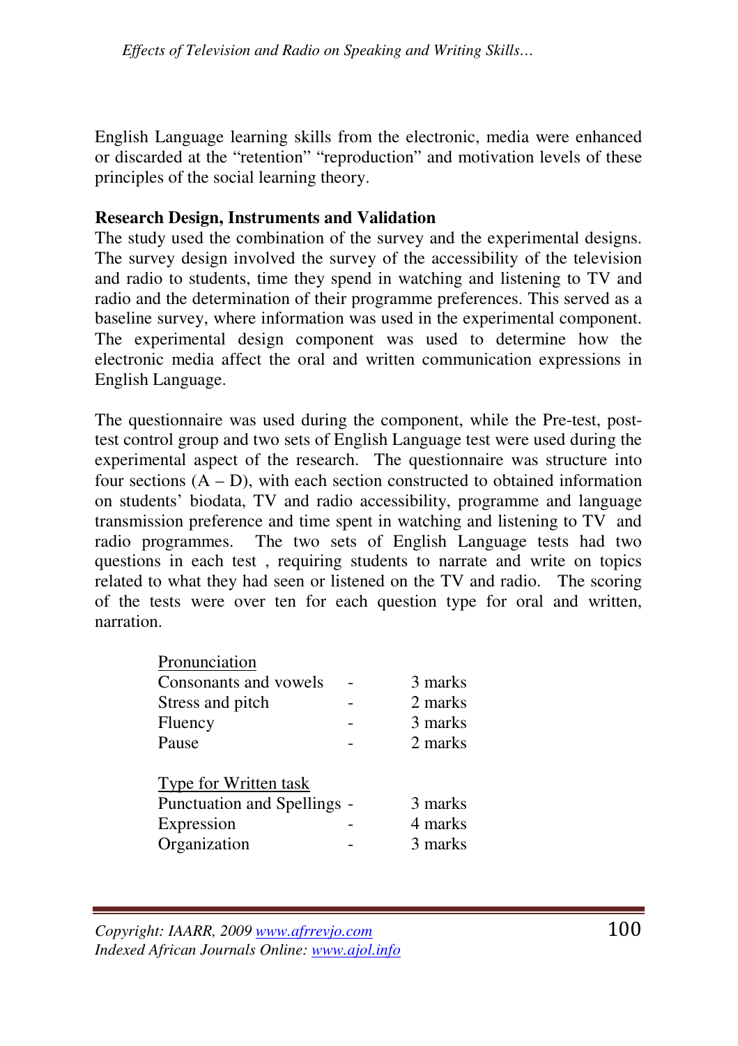English Language learning skills from the electronic, media were enhanced or discarded at the "retention" "reproduction" and motivation levels of these principles of the social learning theory.

**Research Design, Instruments and Validation**

The study used the combination of the survey and the experimental designs. The survey design involved the survey of the accessibility of the television and radio to students, time they spend in watching and listening to TV and radio and the determination of their programme preferences. This served as a baseline survey, where information was used in the experimental component. The experimental design component was used to determine how the electronic media affect the oral and written communication expressions in English Language.

The questionnaire was used during the component, while the Pre-test, post-test control group and two sets of English Language test were used during the experimental aspect of the research. The questionnaire was structure into four sections (A – D), with each section constructed to obtained information on students' biodata, TV and radio accessibility, programme and language transmission preference and time spent in watching and listening to TV and radio programmes. The two sets of English Language tests had two questions in each test , requiring students to narrate and write on topics related to what they had seen or listened on the TV and radio. The scoring of the tests were over ten for each question type for oral and written, narration.

<u>Pronunciation</u>

| | | |
|---|---|---|
| Consonants and vowels | - | 3 marks |
| Stress and pitch | - | 2 marks |
| Fluency | - | 3 marks |
| Pause | - | 2 marks |

<u>Type for Written task</u>

| | | |
|---|---|---|
| Punctuation and Spellings | - | 3 marks |
| Expression | - | 4 marks |
| Organization | - | 3 marks |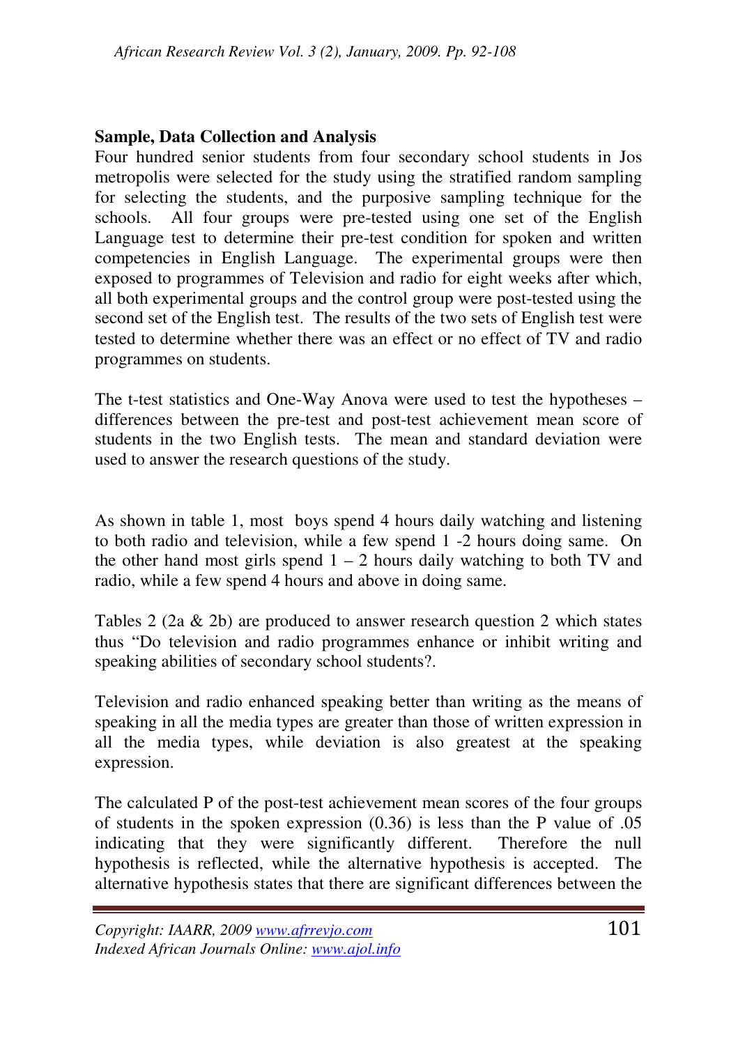**Sample, Data Collection and Analysis**

Four hundred senior students from four secondary school students in Jos metropolis were selected for the study using the stratified random sampling for selecting the students, and the purposive sampling technique for the schools. All four groups were pre-tested using one set of the English Language test to determine their pre-test condition for spoken and written competencies in English Language. The experimental groups were then exposed to programmes of Television and radio for eight weeks after which, all both experimental groups and the control group were post-tested using the second set of the English test. The results of the two sets of English test were tested to determine whether there was an effect or no effect of TV and radio programmes on students.

The t-test statistics and One-Way Anova were used to test the hypotheses – differences between the pre-test and post-test achievement mean score of students in the two English tests. The mean and standard deviation were used to answer the research questions of the study.

As shown in table 1, most boys spend 4 hours daily watching and listening to both radio and television, while a few spend 1 -2 hours doing same. On the other hand most girls spend 1 – 2 hours daily watching to both TV and radio, while a few spend 4 hours and above in doing same.

Tables 2 (2a & 2b) are produced to answer research question 2 which states thus "Do television and radio programmes enhance or inhibit writing and speaking abilities of secondary school students?.

Television and radio enhanced speaking better than writing as the means of speaking in all the media types are greater than those of written expression in all the media types, while deviation is also greatest at the speaking expression.

The calculated P of the post-test achievement mean scores of the four groups of students in the spoken expression (0.36) is less than the P value of .05 indicating that they were significantly different. Therefore the null hypothesis is reflected, while the alternative hypothesis is accepted. The alternative hypothesis states that there are significant differences between the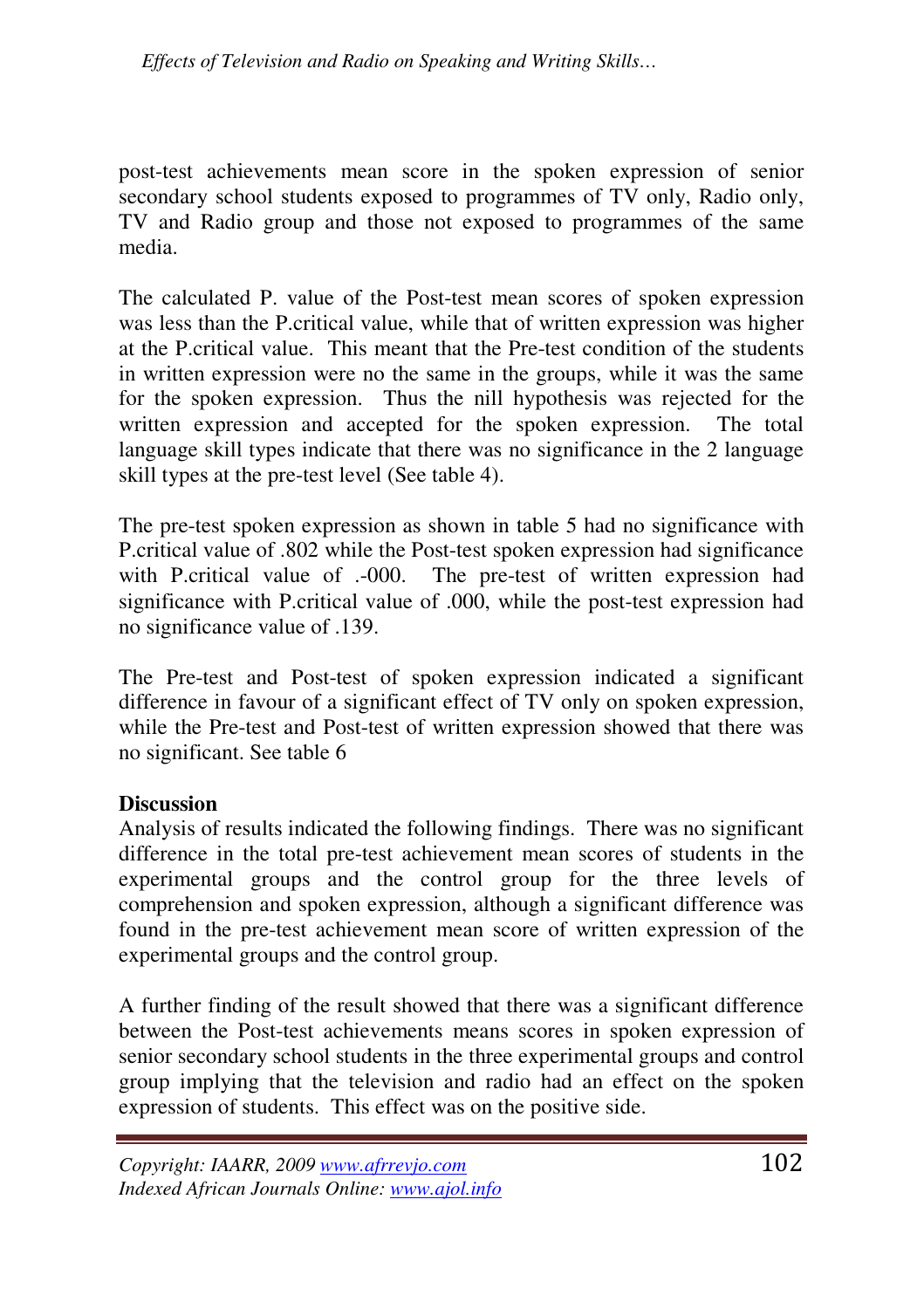post-test achievements mean score in the spoken expression of senior secondary school students exposed to programmes of TV only, Radio only, TV and Radio group and those not exposed to programmes of the same media.

The calculated P. value of the Post-test mean scores of spoken expression was less than the P.critical value, while that of written expression was higher at the P.critical value. This meant that the Pre-test condition of the students in written expression were no the same in the groups, while it was the same for the spoken expression. Thus the nill hypothesis was rejected for the written expression and accepted for the spoken expression. The total language skill types indicate that there was no significance in the 2 language skill types at the pre-test level (See table 4).

The pre-test spoken expression as shown in table 5 had no significance with P.critical value of .802 while the Post-test spoken expression had significance with P.critical value of .-000. The pre-test of written expression had significance with P.critical value of .000, while the post-test expression had no significance value of .139.

The Pre-test and Post-test of spoken expression indicated a significant difference in favour of a significant effect of TV only on spoken expression, while the Pre-test and Post-test of written expression showed that there was no significant. See table 6

**Discussion**

Analysis of results indicated the following findings. There was no significant difference in the total pre-test achievement mean scores of students in the experimental groups and the control group for the three levels of comprehension and spoken expression, although a significant difference was found in the pre-test achievement mean score of written expression of the experimental groups and the control group.

A further finding of the result showed that there was a significant difference between the Post-test achievements means scores in spoken expression of senior secondary school students in the three experimental groups and control group implying that the television and radio had an effect on the spoken expression of students. This effect was on the positive side.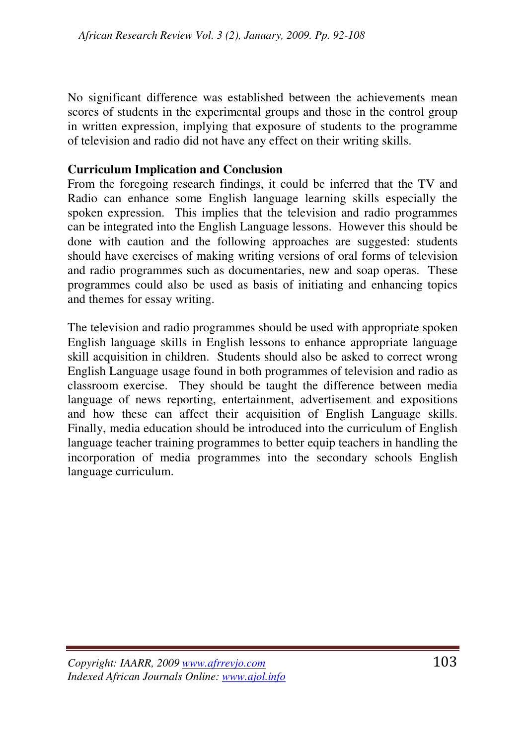No significant difference was established between the achievements mean scores of students in the experimental groups and those in the control group in written expression, implying that exposure of students to the programme of television and radio did not have any effect on their writing skills.

## Curriculum Implication and Conclusion

From the foregoing research findings, it could be inferred that the TV and Radio can enhance some English language learning skills especially the spoken expression. This implies that the television and radio programmes can be integrated into the English Language lessons. However this should be done with caution and the following approaches are suggested: students should have exercises of making writing versions of oral forms of television and radio programmes such as documentaries, new and soap operas. These programmes could also be used as basis of initiating and enhancing topics and themes for essay writing.

The television and radio programmes should be used with appropriate spoken English language skills in English lessons to enhance appropriate language skill acquisition in children. Students should also be asked to correct wrong English Language usage found in both programmes of television and radio as classroom exercise. They should be taught the difference between media language of news reporting, entertainment, advertisement and expositions and how these can affect their acquisition of English Language skills. Finally, media education should be introduced into the curriculum of English language teacher training programmes to better equip teachers in handling the incorporation of media programmes into the secondary schools English language curriculum.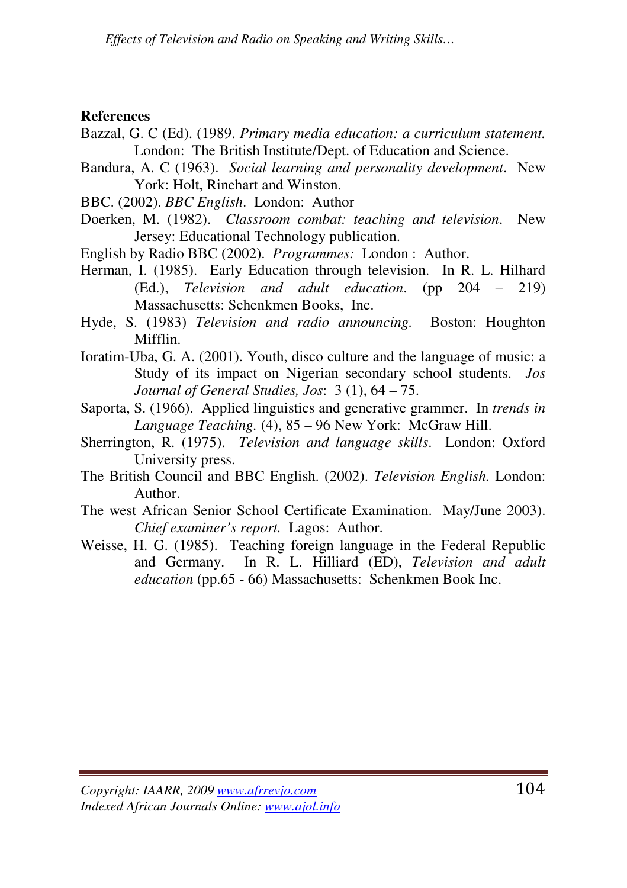**References**

Bazzal, G. C (Ed). (1989. *Primary media education: a curriculum statement.* London: The British Institute/Dept. of Education and Science.

Bandura, A. C (1963). *Social learning and personality development*. New York: Holt, Rinehart and Winston.

BBC. (2002). *BBC English*. London: Author

Doerken, M. (1982). *Classroom combat: teaching and television*. New Jersey: Educational Technology publication.

English by Radio BBC (2002). *Programmes:* London : Author.

Herman, I. (1985). Early Education through television. In R. L. Hilhard (Ed.), *Television and adult education*. (pp 204 – 219) Massachusetts: Schenkmen Books, Inc.

Hyde, S. (1983) *Television and radio announcing*. Boston: Houghton Mifflin.

Ioratim-Uba, G. A. (2001). Youth, disco culture and the language of music: a Study of its impact on Nigerian secondary school students. *Jos Journal of General Studies, Jos*: 3 (1), 64 – 75.

Saporta, S. (1966). Applied linguistics and generative grammer. In *trends in Language Teaching.* (4), 85 – 96 New York: McGraw Hill.

Sherrington, R. (1975). *Television and language skills*. London: Oxford University press.

The British Council and BBC English. (2002). *Television English.* London: Author.

The west African Senior School Certificate Examination. May/June 2003). *Chief examiner's report.* Lagos: Author.

Weisse, H. G. (1985). Teaching foreign language in the Federal Republic and Germany. In R. L. Hilliard (ED), *Television and adult education* (pp.65 - 66) Massachusetts: Schenkmen Book Inc.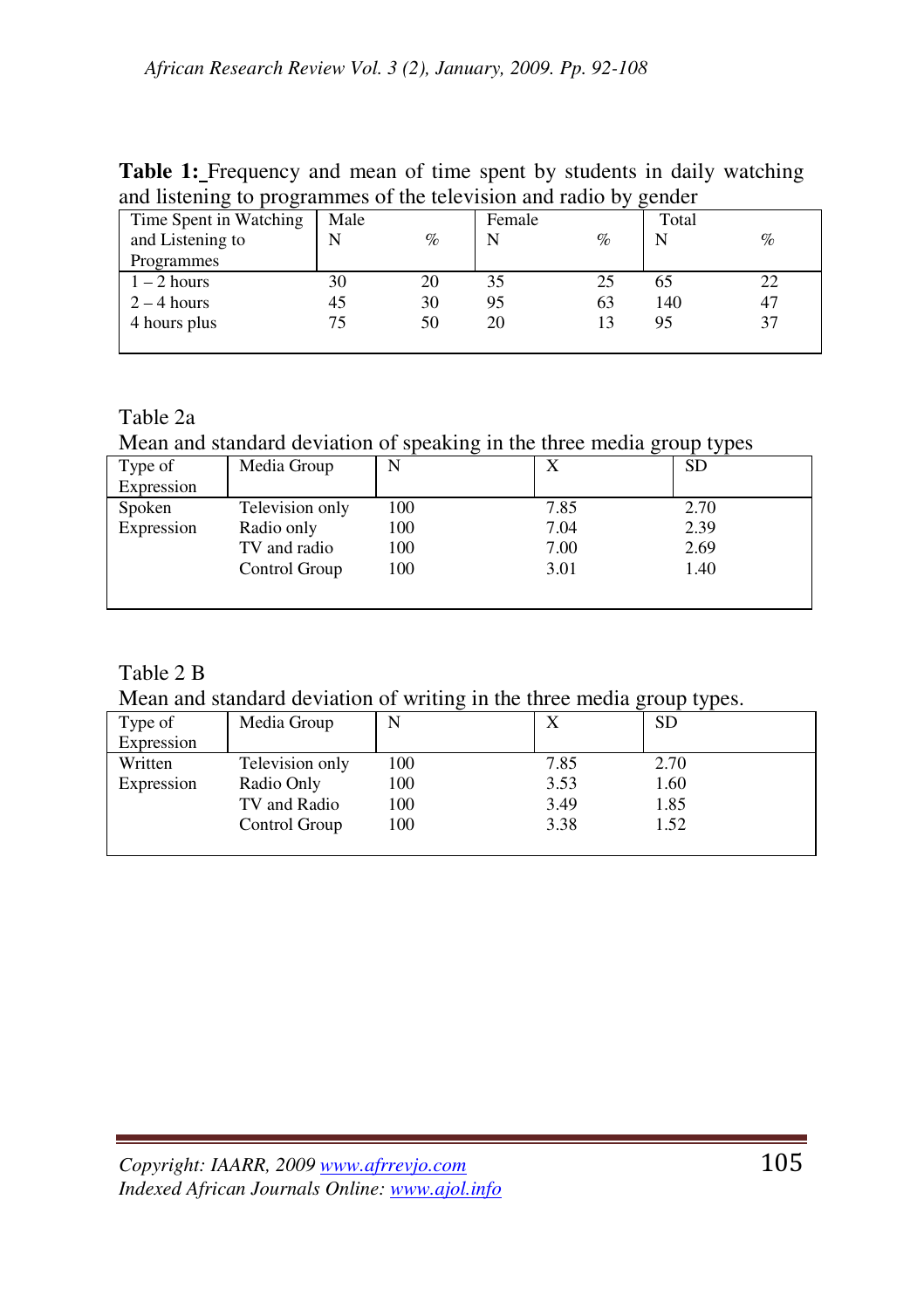**Table 1:** Frequency and mean of time spent by students in daily watching and listening to programmes of the television and radio by gender

| Time Spent in Watching and Listening to Programmes | Male | | Female | | Total | |
|---|---|---|---|---|---|---|
| | N | % | N | % | N | % |
| 1 – 2 hours | 30 | 20 | 35 | 25 | 65 | 22 |
| 2 – 4 hours | 45 | 30 | 95 | 63 | 140 | 47 |
| 4 hours plus | 75 | 50 | 20 | 13 | 95 | 37 |

Table 2a

Mean and standard deviation of speaking in the three media group types

| Type of Expression | Media Group | N | X | SD |
|---|---|---|---|---|
| Spoken Expression | Television only | 100 | 7.85 | 2.70 |
| | Radio only | 100 | 7.04 | 2.39 |
| | TV and radio | 100 | 7.00 | 2.69 |
| | Control Group | 100 | 3.01 | 1.40 |

Table 2 B

Mean and standard deviation of writing in the three media group types.

| Type of Expression | Media Group | N | X | SD |
|---|---|---|---|---|
| Written Expression | Television only | 100 | 7.85 | 2.70 |
| | Radio Only | 100 | 3.53 | 1.60 |
| | TV and Radio | 100 | 3.49 | 1.85 |
| | Control Group | 100 | 3.38 | 1.52 |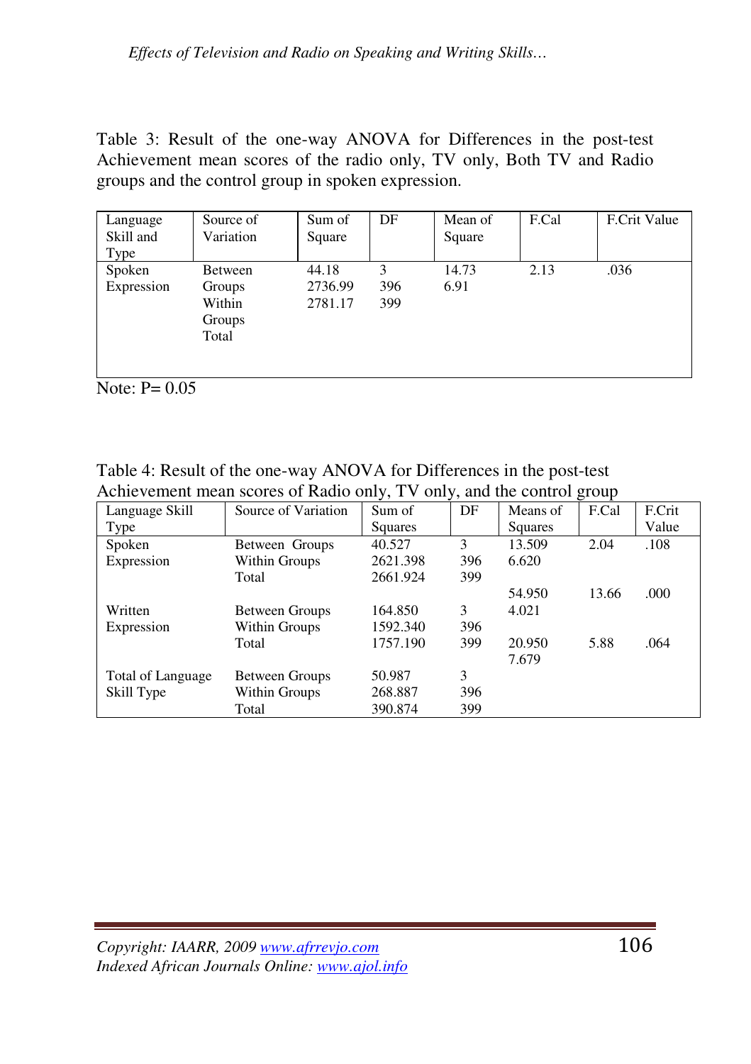Table 3: Result of the one-way ANOVA for Differences in the post-test Achievement mean scores of the radio only, TV only, Both TV and Radio groups and the control group in spoken expression.

| Language Skill and Type | Source of Variation | Sum of Square | DF | Mean of Square | F.Cal | F.Crit Value |
|---|---|---|---|---|---|---|
| Spoken Expression | Between Groups | 44.18 | 3 | 14.73 | 2.13 | .036 |
| | Within Groups | 2736.99 | 396 | 6.91 | | |
| | Total | 2781.17 | 399 | | | |

Note: P= 0.05

Table 4: Result of the one-way ANOVA for Differences in the post-test Achievement mean scores of Radio only, TV only, and the control group

| Language Skill Type | Source of Variation | Sum of Squares | DF | Means of Squares | F.Cal | F.Crit Value |
|---|---|---|---|---|---|---|
| Spoken Expression | Between Groups | 40.527 | 3 | 13.509 | 2.04 | .108 |
| | Within Groups | 2621.398 | 396 | 6.620 | | |
| | Total | 2661.924 | 399 | | | |
| | | | | 54.950 | 13.66 | .000 |
| Written Expression | Between Groups | 164.850 | 3 | 4.021 | | |
| | Within Groups | 1592.340 | 396 | | | |
| | Total | 1757.190 | 399 | 20.950 | 5.88 | .064 |
| | | | | 7.679 | | |
| Total of Language Skill Type | Between Groups | 50.987 | 3 | | | |
| | Within Groups | 268.887 | 396 | | | |
| | Total | 390.874 | 399 | | | |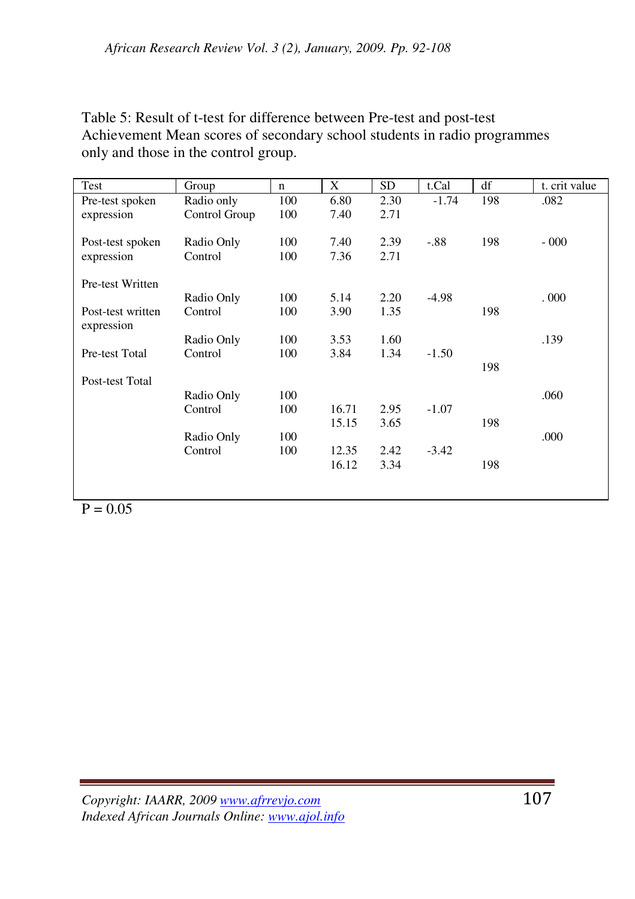Table 5: Result of t-test for difference between Pre-test and post-test Achievement Mean scores of secondary school students in radio programmes only and those in the control group.

| Test | Group | n | X | SD | t.Cal | df | t. crit value |
|---|---|---|---|---|---|---|---|
| Pre-test spoken expression | Radio only | 100 | 6.80 | 2.30 | -1.74 | 198 | .082 |
| | Control Group | 100 | 7.40 | 2.71 | | | |
| Post-test spoken expression | Radio Only | 100 | 7.40 | 2.39 | -.88 | 198 | - 000 |
| | Control | 100 | 7.36 | 2.71 | | | |
| Pre-test Written | | | | | | | |
| | Radio Only | 100 | 5.14 | 2.20 | -4.98 | | . 000 |
| Post-test written expression | Control | 100 | 3.90 | 1.35 | | 198 | |
| | Radio Only | 100 | 3.53 | 1.60 | | | .139 |
| Pre-test Total | Control | 100 | 3.84 | 1.34 | -1.50 | | |
| | | | | | | 198 | |
| Post-test Total | | | | | | | |
| | Radio Only | 100 | | | | | .060 |
| | Control | 100 | 16.71 | 2.95 | -1.07 | | |
| | | | 15.15 | 3.65 | | 198 | |
| | Radio Only | 100 | | | | | .000 |
| | Control | 100 | 12.35 | 2.42 | -3.42 | | |
| | | | 16.12 | 3.34 | | 198 | |

P = 0.05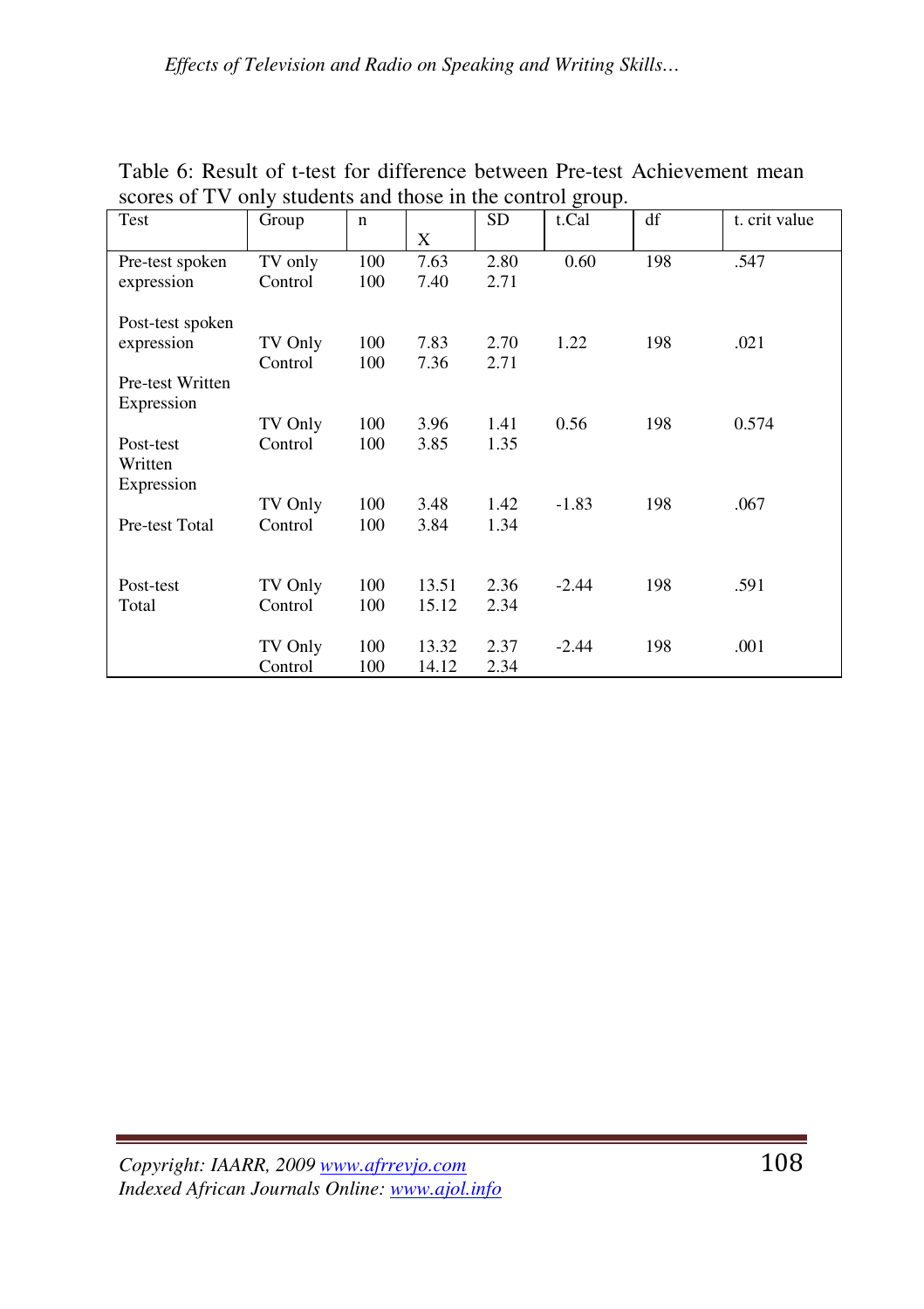Table 6: Result of t-test for difference between Pre-test Achievement mean scores of TV only students and those in the control group.

| Test | Group | n | X | SD | t.Cal | df | t. crit value |
|---|---|---|---|---|---|---|---|
| Pre-test spoken expression | TV only | 100 | 7.63 | 2.80 | 0.60 | 198 | .547 |
| | Control | 100 | 7.40 | 2.71 | | | |
| Post-test spoken expression | TV Only | 100 | 7.83 | 2.70 | 1.22 | 198 | .021 |
| | Control | 100 | 7.36 | 2.71 | | | |
| Pre-test Written Expression | TV Only | 100 | 3.96 | 1.41 | 0.56 | 198 | 0.574 |
| Post-test Written Expression | Control | 100 | 3.85 | 1.35 | | | |
| | TV Only | 100 | 3.48 | 1.42 | -1.83 | 198 | .067 |
| Pre-test Total | Control | 100 | 3.84 | 1.34 | | | |
| Post-test Total | TV Only | 100 | 13.51 | 2.36 | -2.44 | 198 | .591 |
| | Control | 100 | 15.12 | 2.34 | | | |
| | TV Only | 100 | 13.32 | 2.37 | -2.44 | 198 | .001 |
| | Control | 100 | 14.12 | 2.34 | | | |